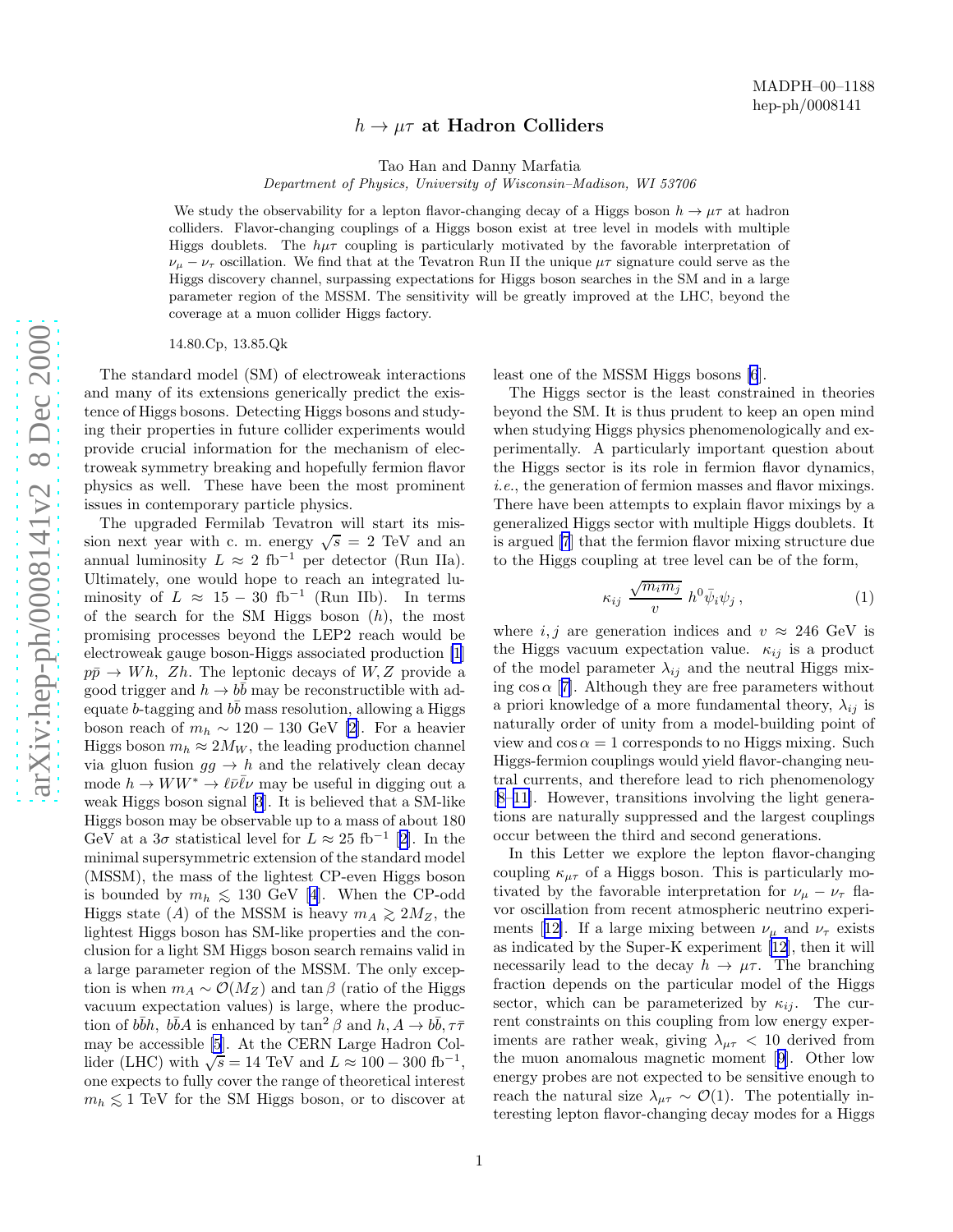MADPH–00–1188
hep-ph/0008141

# $h \to \mu\tau$ at Hadron Colliders

Tao Han and Danny Marfatia

*Department of Physics, University of Wisconsin–Madison, WI 53706*

We study the observability for a lepton flavor-changing decay of a Higgs boson $h \to \mu\tau$ at hadron colliders. Flavor-changing couplings of a Higgs boson exist at tree level in models with multiple Higgs doublets. The $h\mu\tau$ coupling is particularly motivated by the favorable interpretation of $\nu_\mu - \nu_\tau$ oscillation. We find that at the Tevatron Run II the unique $\mu\tau$ signature could serve as the Higgs discovery channel, surpassing expectations for Higgs boson searches in the SM and in a large parameter region of the MSSM. The sensitivity will be greatly improved at the LHC, beyond the coverage at a muon collider Higgs factory.

14.80.Cp, 13.85.Qk

The standard model (SM) of electroweak interactions and many of its extensions generically predict the existence of Higgs bosons. Detecting Higgs bosons and studying their properties in future collider experiments would provide crucial information for the mechanism of electroweak symmetry breaking and hopefully fermion flavor physics as well. These have been the most prominent issues in contemporary particle physics.

The upgraded Fermilab Tevatron will start its mission next year with c. m. energy $\sqrt{s} = 2$ TeV and an annual luminosity $L \approx 2$ fb$^{-1}$ per detector (Run IIa). Ultimately, one would hope to reach an integrated luminosity of $L \approx 15-30$ fb$^{-1}$ (Run IIb). In terms of the search for the SM Higgs boson ($h$), the most promising processes beyond the LEP2 reach would be electroweak gauge boson-Higgs associated production [1] $p\bar{p} \to Wh,\ Zh$. The leptonic decays of $W, Z$ provide a good trigger and $h \to b\bar{b}$ may be reconstructible with adequate $b$-tagging and $b\bar{b}$ mass resolution, allowing a Higgs boson reach of $m_h \sim 120-130$ GeV [2]. For a heavier Higgs boson $m_h \approx 2M_W$, the leading production channel via gluon fusion $gg \to h$ and the relatively clean decay mode $h \to WW^* \to \ell\bar{\nu}\bar{\ell}\nu$ may be useful in digging out a weak Higgs boson signal [3]. It is believed that a SM-like Higgs boson may be observable up to a mass of about 180 GeV at a $3\sigma$ statistical level for $L \approx 25$ fb$^{-1}$ [2]. In the minimal supersymmetric extension of the standard model (MSSM), the mass of the lightest CP-even Higgs boson is bounded by $m_h \lesssim 130$ GeV [4]. When the CP-odd Higgs state ($A$) of the MSSM is heavy $m_A \gtrsim 2M_Z$, the lightest Higgs boson has SM-like properties and the conclusion for a light SM Higgs boson search remains valid in a large parameter region of the MSSM. The only exception is when $m_A \sim \mathcal{O}(M_Z)$ and $\tan\beta$ (ratio of the Higgs vacuum expectation values) is large, where the production of $b\bar{b}h$, $b\bar{b}A$ is enhanced by $\tan^2\beta$ and $h, A \to b\bar{b}, \tau\bar{\tau}$ may be accessible [5]. At the CERN Large Hadron Collider (LHC) with $\sqrt{s} = 14$ TeV and $L \approx 100-300$ fb$^{-1}$, one expects to fully cover the range of theoretical interest $m_h \lesssim 1$ TeV for the SM Higgs boson, or to discover at least one of the MSSM Higgs bosons [6].

The Higgs sector is the least constrained in theories beyond the SM. It is thus prudent to keep an open mind when studying Higgs physics phenomenologically and experimentally. A particularly important question about the Higgs sector is its role in fermion flavor dynamics, *i.e.*, the generation of fermion masses and flavor mixings. There have been attempts to explain flavor mixings by a generalized Higgs sector with multiple Higgs doublets. It is argued [7] that the fermion flavor mixing structure due to the Higgs coupling at tree level can be of the form,

$$\kappa_{ij}\ \frac{\sqrt{m_i m_j}}{v}\ h^0 \bar{\psi}_i \psi_j\,, \tag{1}$$

where $i, j$ are generation indices and $v \approx 246$ GeV is the Higgs vacuum expectation value. $\kappa_{ij}$ is a product of the model parameter $\lambda_{ij}$ and the neutral Higgs mixing $\cos\alpha$ [7]. Although they are free parameters without a priori knowledge of a more fundamental theory, $\lambda_{ij}$ is naturally order of unity from a model-building point of view and $\cos\alpha = 1$ corresponds to no Higgs mixing. Such Higgs-fermion couplings would yield flavor-changing neutral currents, and therefore lead to rich phenomenology [8–11]. However, transitions involving the light generations are naturally suppressed and the largest couplings occur between the third and second generations.

In this Letter we explore the lepton flavor-changing coupling $\kappa_{\mu\tau}$ of a Higgs boson. This is particularly motivated by the favorable interpretation for $\nu_\mu - \nu_\tau$ flavor oscillation from recent atmospheric neutrino experiments [12]. If a large mixing between $\nu_\mu$ and $\nu_\tau$ exists as indicated by the Super-K experiment [12], then it will necessarily lead to the decay $h \to \mu\tau$. The branching fraction depends on the particular model of the Higgs sector, which can be parameterized by $\kappa_{ij}$. The current constraints on this coupling from low energy experiments are rather weak, giving $\lambda_{\mu\tau} < 10$ derived from the muon anomalous magnetic moment [9]. Other low energy probes are not expected to be sensitive enough to reach the natural size $\lambda_{\mu\tau} \sim \mathcal{O}(1)$. The potentially interesting lepton flavor-changing decay modes for a Higgs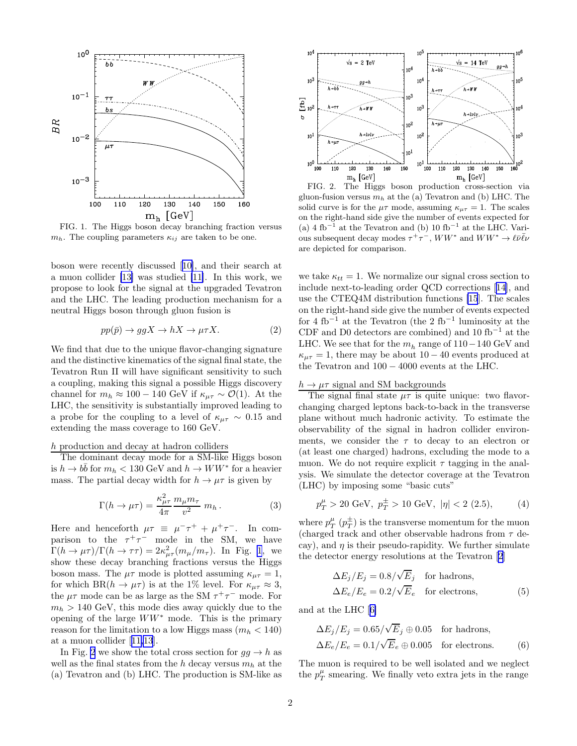FIG. 1. The Higgs boson decay branching fraction versus $m_h$. The coupling parameters $\kappa_{ij}$ are taken to be one.

FIG. 2. The Higgs boson production cross-section via gluon-fusion versus $m_h$ at the (a) Tevatron and (b) LHC. The solid curve is for the $\mu\tau$ mode, assuming $\kappa_{\mu\tau} = 1$. The scales on the right-hand side give the number of events expected for (a) 4 fb$^{-1}$ at the Tevatron and (b) 10 fb$^{-1}$ at the LHC. Various subsequent decay modes $\tau^+\tau^-$, $WW^*$ and $WW^* \to \ell\bar{\nu}\bar{\ell}\nu$ are depicted for comparison.

boson were recently discussed [10], and their search at a muon collider [13] was studied [11]. In this work, we propose to look for the signal at the upgraded Tevatron and the LHC. The leading production mechanism for a neutral Higgs boson through gluon fusion is

$$pp(\bar{p}) \to ggX \to hX \to \mu\tau X. \tag{2}$$

We find that due to the unique flavor-changing signature and the distinctive kinematics of the signal final state, the Tevatron Run II will have significant sensitivity to such a coupling, making this signal a possible Higgs discovery channel for $m_h \approx 100 - 140$ GeV if $\kappa_{\mu\tau} \sim \mathcal{O}(1)$. At the LHC, the sensitivity is substantially improved leading to a probe for the coupling to a level of $\kappa_{\mu\tau} \sim 0.15$ and extending the mass coverage to 160 GeV.

*h production and decay at hadron colliders*

The dominant decay mode for a SM-like Higgs boson is $h \to b\bar{b}$ for $m_h < 130$ GeV and $h \to WW^*$ for a heavier mass. The partial decay width for $h \to \mu\tau$ is given by

$$\Gamma(h \to \mu\tau) = \frac{\kappa_{\mu\tau}^2}{4\pi} \frac{m_\mu m_\tau}{v^2}\, m_h\,. \tag{3}$$

Here and henceforth $\mu\tau \equiv \mu^-\tau^+ + \mu^+\tau^-$. In comparison to the $\tau^+\tau^-$ mode in the SM, we have $\Gamma(h \to \mu\tau)/\Gamma(h \to \tau\tau) = 2\kappa_{\mu\tau}^2(m_\mu/m_\tau)$. In Fig. 1, we show these decay branching fractions versus the Higgs boson mass. The $\mu\tau$ mode is plotted assuming $\kappa_{\mu\tau} = 1$, for which BR$(h \to \mu\tau)$ is at the 1% level. For $\kappa_{\mu\tau} \approx 3$, the $\mu\tau$ mode can be as large as the SM $\tau^+\tau^-$ mode. For $m_h > 140$ GeV, this mode dies away quickly due to the opening of the large $WW^*$ mode. This is the primary reason for the limitation to a low Higgs mass ($m_h < 140$) at a muon collider [11,13].

In Fig. 2 we show the total cross section for $gg \to h$ as well as the final states from the $h$ decay versus $m_h$ at the (a) Tevatron and (b) LHC. The production is SM-like as we take $\kappa_{tt} = 1$. We normalize our signal cross section to include next-to-leading order QCD corrections [14], and use the CTEQ4M distribution functions [15]. The scales on the right-hand side give the number of events expected for 4 fb$^{-1}$ at the Tevatron (the 2 fb$^{-1}$ luminosity at the CDF and D0 detectors are combined) and 10 fb$^{-1}$ at the LHC. We see that for the $m_h$ range of $110-140$ GeV and $\kappa_{\mu\tau} = 1$, there may be about $10-40$ events produced at the Tevatron and $100-4000$ events at the LHC.

*$h \to \mu\tau$ signal and SM backgrounds*

The signal final state $\mu\tau$ is quite unique: two flavor-changing charged leptons back-to-back in the transverse plane without much hadronic activity. To estimate the observability of the signal in hadron collider environments, we consider the $\tau$ to decay to an electron or (at least one charged) hadrons, excluding the mode to a muon. We do not require explicit $\tau$ tagging in the analysis. We simulate the detector coverage at the Tevatron (LHC) by imposing some "basic cuts"

$$p_T^\mu > 20 \text{ GeV},\ p_T^\pm > 10 \text{ GeV},\ |\eta| < 2\ (2.5), \tag{4}$$

where $p_T^\mu$ ($p_T^\pm$) is the transverse momentum for the muon (charged track and other observable hadrons from $\tau$ decay), and $\eta$ is their pseudo-rapidity. We further simulate the detector energy resolutions at the Tevatron [2]

$$\begin{aligned} \Delta E_j/E_j &= 0.8/\sqrt{E_j} \quad \text{for hadrons,} \\ \Delta E_e/E_e &= 0.2/\sqrt{E_e} \quad \text{for electrons,} \end{aligned} \tag{5}$$

and at the LHC [6]

$$\begin{aligned} \Delta E_j/E_j &= 0.65/\sqrt{E_j} \oplus 0.05 \quad \text{for hadrons,} \\ \Delta E_e/E_e &= 0.1/\sqrt{E_e} \oplus 0.005 \quad \text{for electrons.} \end{aligned} \tag{6}$$

The muon is required to be well isolated and we neglect the $p_T^\mu$ smearing. We finally veto extra jets in the range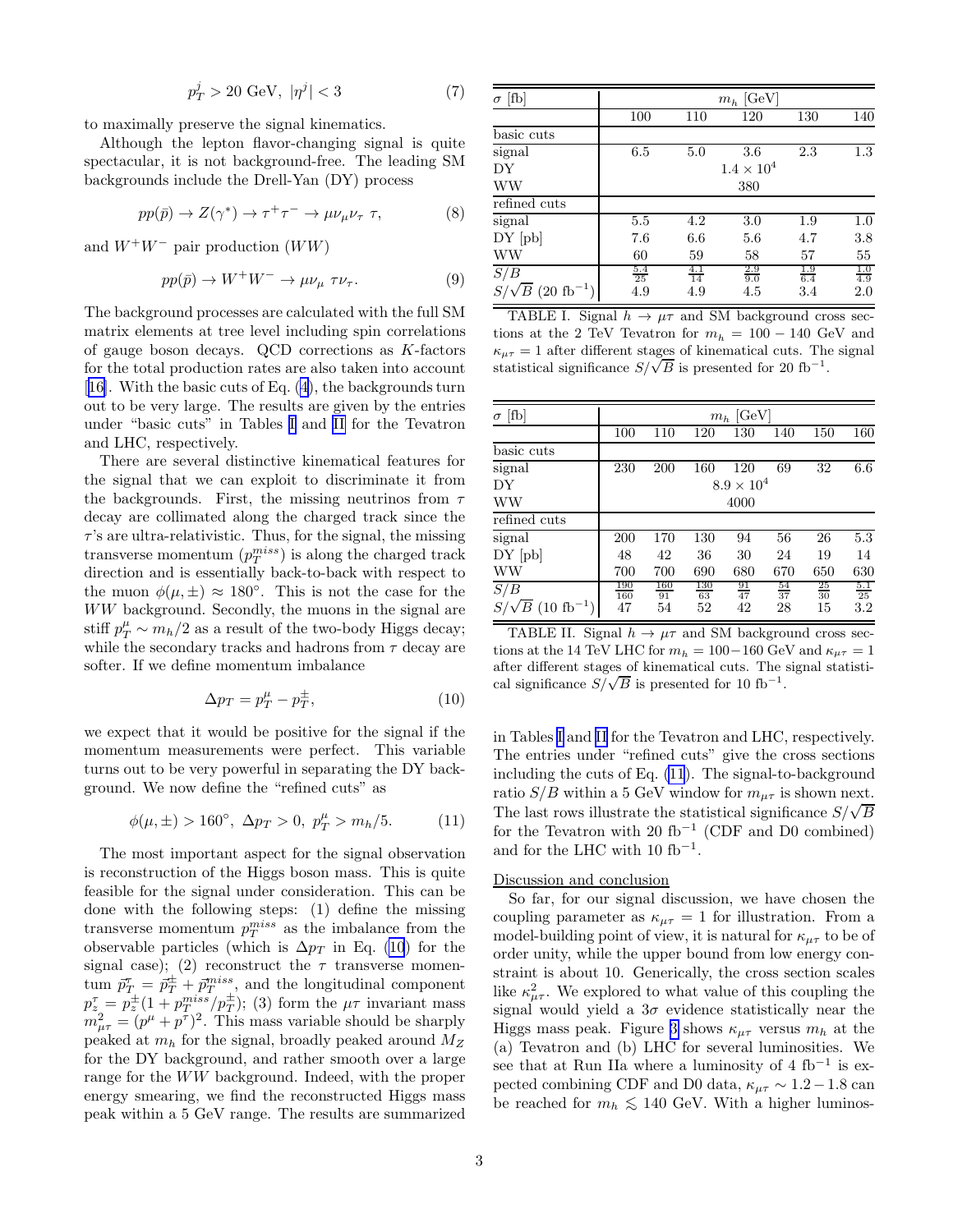$$p_T^j > 20 \text{ GeV}, \ |\eta^j| < 3 \tag{7}$$

to maximally preserve the signal kinematics.

Although the lepton flavor-changing signal is quite spectacular, it is not background-free. The leading SM backgrounds include the Drell-Yan (DY) process

$$pp(\bar{p}) \to Z(\gamma^*) \to \tau^+\tau^- \to \mu\nu_\mu\nu_\tau \ \tau, \tag{8}$$

and $W^+W^-$ pair production ($WW$)

$$pp(\bar{p}) \to W^+W^- \to \mu\nu_\mu \ \tau\nu_\tau. \tag{9}$$

The background processes are calculated with the full SM matrix elements at tree level including spin correlations of gauge boson decays. QCD corrections as $K$-factors for the total production rates are also taken into account [16]. With the basic cuts of Eq. (4), the backgrounds turn out to be very large. The results are given by the entries under "basic cuts" in Tables I and II for the Tevatron and LHC, respectively.

There are several distinctive kinematical features for the signal that we can exploit to discriminate it from the backgrounds. First, the missing neutrinos from $\tau$ decay are collimated along the charged track since the $\tau$'s are ultra-relativistic. Thus, for the signal, the missing transverse momentum ($p_T^{miss}$) is along the charged track direction and is essentially back-to-back with respect to the muon $\phi(\mu, \pm) \approx 180°$. This is not the case for the $WW$ background. Secondly, the muons in the signal are stiff $p_T^\mu \sim m_h/2$ as a result of the two-body Higgs decay; while the secondary tracks and hadrons from $\tau$ decay are softer. If we define momentum imbalance

$$\Delta p_T = p_T^\mu - p_T^\pm, \tag{10}$$

we expect that it would be positive for the signal if the momentum measurements were perfect. This variable turns out to be very powerful in separating the DY background. We now define the "refined cuts" as

$$\phi(\mu, \pm) > 160°, \ \Delta p_T > 0, \ p_T^\mu > m_h/5. \tag{11}$$

The most important aspect for the signal observation is reconstruction of the Higgs boson mass. This is quite feasible for the signal under consideration. This can be done with the following steps: (1) define the missing transverse momentum $p_T^{miss}$ as the imbalance from the observable particles (which is $\Delta p_T$ in Eq. (10) for the signal case); (2) reconstruct the $\tau$ transverse momentum $\vec{p}_T^{\,\tau} = \vec{p}_T^{\,\pm} + \vec{p}_T^{\,miss}$, and the longitudinal component $p_z^\tau = p_z^\pm(1 + p_T^{miss}/p_T^\pm)$; (3) form the $\mu\tau$ invariant mass $m_{\mu\tau}^2 = (p^\mu + p^\tau)^2$. This mass variable should be sharply peaked at $m_h$ for the signal, broadly peaked around $M_Z$ for the DY background, and rather smooth over a large range for the $WW$ background. Indeed, with the proper energy smearing, we find the reconstructed Higgs mass peak within a 5 GeV range. The results are summarized in Tables I and II for the Tevatron and LHC, respectively. The entries under "refined cuts" give the cross sections including the cuts of Eq. (11). The signal-to-background ratio $S/B$ within a 5 GeV window for $m_{\mu\tau}$ is shown next. The last rows illustrate the statistical significance $S/\sqrt{B}$ for the Tevatron with 20 fb$^{-1}$ (CDF and D0 combined) and for the LHC with 10 fb$^{-1}$.

| $\sigma$ [fb] | $m_h$ [GeV] | | | | |
|---|---|---|---|---|---|
| | 100 | 110 | 120 | 130 | 140 |
| basic cuts | | | | | |
| signal | 6.5 | 5.0 | 3.6 | 2.3 | 1.3 |
| DY | | | $1.4 \times 10^4$ | | |
| WW | | | 380 | | |
| refined cuts | | | | | |
| signal | 5.5 | 4.2 | 3.0 | 1.9 | 1.0 |
| DY [pb] | 7.6 | 6.6 | 5.6 | 4.7 | 3.8 |
| WW | 60 | 59 | 58 | 57 | 55 |
| $S/B$ | $\frac{5.4}{25}$ | $\frac{4.1}{14}$ | $\frac{2.9}{9.0}$ | $\frac{1.9}{6.4}$ | $\frac{1.0}{4.9}$ |
| $S/\sqrt{B}$ (20 fb$^{-1}$) | 4.9 | 4.9 | 4.5 | 3.4 | 2.0 |

TABLE I. Signal $h \to \mu\tau$ and SM background cross sections at the 2 TeV Tevatron for $m_h = 100 - 140$ GeV and $\kappa_{\mu\tau} = 1$ after different stages of kinematical cuts. The signal statistical significance $S/\sqrt{B}$ is presented for 20 fb$^{-1}$.

| $\sigma$ [fb] | $m_h$ [GeV] | | | | | | |
|---|---|---|---|---|---|---|---|
| | 100 | 110 | 120 | 130 | 140 | 150 | 160 |
| basic cuts | | | | | | | |
| signal | 230 | 200 | 160 | 120 | 69 | 32 | 6.6 |
| DY | | | | $8.9 \times 10^4$ | | | |
| WW | | | | 4000 | | | |
| refined cuts | | | | | | | |
| signal | 200 | 170 | 130 | 94 | 56 | 26 | 5.3 |
| DY [pb] | 48 | 42 | 36 | 30 | 24 | 19 | 14 |
| WW | 700 | 700 | 690 | 680 | 670 | 650 | 630 |
| $S/B$ | $\frac{190}{160}$ | $\frac{160}{91}$ | $\frac{130}{63}$ | $\frac{91}{47}$ | $\frac{54}{37}$ | $\frac{25}{30}$ | $\frac{5.1}{25}$ |
| $S/\sqrt{B}$ (10 fb$^{-1}$) | 47 | 54 | 52 | 42 | 28 | 15 | 3.2 |

TABLE II. Signal $h \to \mu\tau$ and SM background cross sections at the 14 TeV LHC for $m_h = 100 - 160$ GeV and $\kappa_{\mu\tau} = 1$ after different stages of kinematical cuts. The signal statistical significance $S/\sqrt{B}$ is presented for 10 fb$^{-1}$.

## Discussion and conclusion

So far, for our signal discussion, we have chosen the coupling parameter as $\kappa_{\mu\tau} = 1$ for illustration. From a model-building point of view, it is natural for $\kappa_{\mu\tau}$ to be of order unity, while the upper bound from low energy constraint is about 10. Generically, the cross section scales like $\kappa_{\mu\tau}^2$. We explored to what value of this coupling the signal would yield a $3\sigma$ evidence statistically near the Higgs mass peak. Figure 3 shows $\kappa_{\mu\tau}$ versus $m_h$ at the (a) Tevatron and (b) LHC for several luminosities. We see that at Run IIa where a luminosity of 4 fb$^{-1}$ is expected combining CDF and D0 data, $\kappa_{\mu\tau} \sim 1.2 - 1.8$ can be reached for $m_h \lesssim 140$ GeV. With a higher luminos-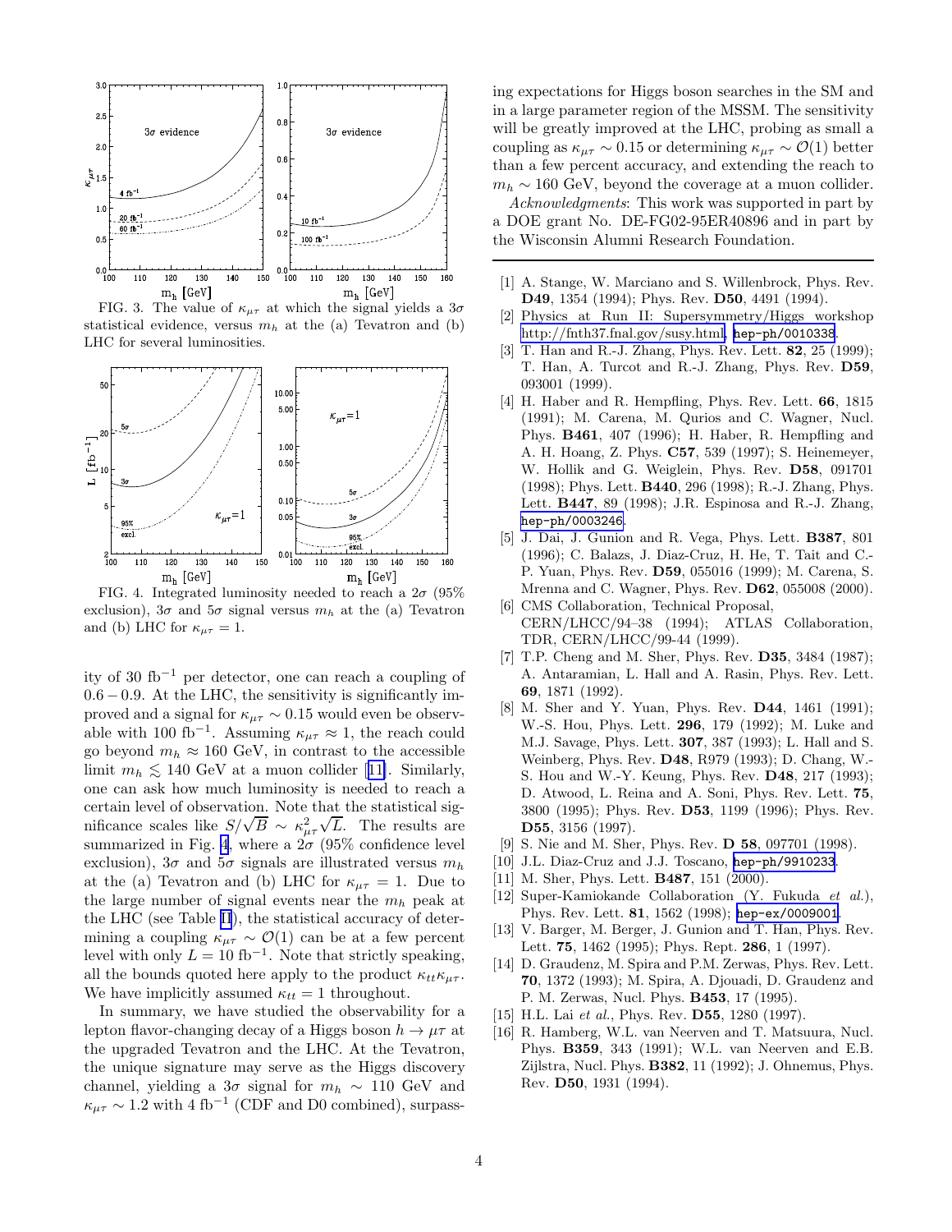3.0
2.5
2.0
1.5
1.0
0.5
0.0
$\kappa_{\mu\tau}$
$3\sigma$ evidence
4 fb$^{-1}$
20 fb$^{-1}$
60 fb$^{-1}$
100 110 120 130 140 150
$m_h$ [GeV]

1.0
0.8
0.6
0.4
0.2
0.0
$3\sigma$ evidence
10 fb$^{-1}$
100 fb$^{-1}$
100 110 120 130 140 150 160
$m_h$ [GeV]

FIG. 3. The value of $\kappa_{\mu\tau}$ at which the signal yields a $3\sigma$ statistical evidence, versus $m_h$ at the (a) Tevatron and (b) LHC for several luminosities.

50
20
10
5
2
L [fb$^{-1}$]
$5\sigma$
$3\sigma$
95% excl.
$\kappa_{\mu\tau}=1$
100 110 120 130 140 150
$m_h$ [GeV]

10.00
5.00
1.00
0.50
0.10
0.05
0.01
$\kappa_{\mu\tau}=1$
$5\sigma$
$3\sigma$
95% excl.
100 110 120 130 140 150 160
$m_h$ [GeV]

FIG. 4. Integrated luminosity needed to reach a $2\sigma$ (95% exclusion), $3\sigma$ and $5\sigma$ signal versus $m_h$ at the (a) Tevatron and (b) LHC for $\kappa_{\mu\tau} = 1$.

ity of 30 fb$^{-1}$ per detector, one can reach a coupling of $0.6-0.9$. At the LHC, the sensitivity is significantly improved and a signal for $\kappa_{\mu\tau} \sim 0.15$ would even be observable with 100 fb$^{-1}$. Assuming $\kappa_{\mu\tau} \approx 1$, the reach could go beyond $m_h \approx 160$ GeV, in contrast to the accessible limit $m_h \lesssim 140$ GeV at a muon collider [11]. Similarly, one can ask how much luminosity is needed to reach a certain level of observation. Note that the statistical significance scales like $S/\sqrt{B} \sim \kappa_{\mu\tau}^2 \sqrt{L}$. The results are summarized in Fig. 4, where a $2\sigma$ (95% confidence level exclusion), $3\sigma$ and $5\sigma$ signals are illustrated versus $m_h$ at the (a) Tevatron and (b) LHC for $\kappa_{\mu\tau} = 1$. Due to the large number of signal events near the $m_h$ peak at the LHC (see Table II), the statistical accuracy of determining a coupling $\kappa_{\mu\tau} \sim \mathcal{O}(1)$ can be at a few percent level with only $L = 10$ fb$^{-1}$. Note that strictly speaking, all the bounds quoted here apply to the product $\kappa_{tt}\kappa_{\mu\tau}$. We have implicitly assumed $\kappa_{tt} = 1$ throughout.

In summary, we have studied the observability for a lepton flavor-changing decay of a Higgs boson $h \to \mu\tau$ at the upgraded Tevatron and the LHC. At the Tevatron, the unique signature may serve as the Higgs discovery channel, yielding a $3\sigma$ signal for $m_h \sim 110$ GeV and $\kappa_{\mu\tau} \sim 1.2$ with 4 fb$^{-1}$ (CDF and D0 combined), surpassing expectations for Higgs boson searches in the SM and in a large parameter region of the MSSM. The sensitivity will be greatly improved at the LHC, probing as small a coupling as $\kappa_{\mu\tau} \sim 0.15$ or determining $\kappa_{\mu\tau} \sim \mathcal{O}(1)$ better than a few percent accuracy, and extending the reach to $m_h \sim 160$ GeV, beyond the coverage at a muon collider.

*Acknowledgments*: This work was supported in part by a DOE grant No. DE-FG02-95ER40896 and in part by the Wisconsin Alumni Research Foundation.

---

[1] A. Stange, W. Marciano and S. Willenbrock, Phys. Rev. **D49**, 1354 (1994); Phys. Rev. **D50**, 4491 (1994).

[2] Physics at Run II: Supersymmetry/Higgs workshop http://fnth37.fnal.gov/susy.html, hep-ph/0010338.

[3] T. Han and R.-J. Zhang, Phys. Rev. Lett. **82**, 25 (1999); T. Han, A. Turcot and R.-J. Zhang, Phys. Rev. **D59**, 093001 (1999).

[4] H. Haber and R. Hempfling, Phys. Rev. Lett. **66**, 1815 (1991); M. Carena, M. Qurios and C. Wagner, Nucl. Phys. **B461**, 407 (1996); H. Haber, R. Hempfling and A. H. Hoang, Z. Phys. **C57**, 539 (1997); S. Heinemeyer, W. Hollik and G. Weiglein, Phys. Rev. **D58**, 091701 (1998); Phys. Lett. **B440**, 296 (1998); R.-J. Zhang, Phys. Lett. **B447**, 89 (1998); J.R. Espinosa and R.-J. Zhang, hep-ph/0003246.

[5] J. Dai, J. Gunion and R. Vega, Phys. Lett. **B387**, 801 (1996); C. Balazs, J. Diaz-Cruz, H. He, T. Tait and C.-P. Yuan, Phys. Rev. **D59**, 055016 (1999); M. Carena, S. Mrenna and C. Wagner, Phys. Rev. **D62**, 055008 (2000).

[6] CMS Collaboration, Technical Proposal, CERN/LHCC/94–38 (1994); ATLAS Collaboration, TDR, CERN/LHCC/99-44 (1999).

[7] T.P. Cheng and M. Sher, Phys. Rev. **D35**, 3484 (1987); A. Antaramian, L. Hall and A. Rasin, Phys. Rev. Lett. **69**, 1871 (1992).

[8] M. Sher and Y. Yuan, Phys. Rev. **D44**, 1461 (1991); W.-S. Hou, Phys. Lett. **296**, 179 (1992); M. Luke and M.J. Savage, Phys. Lett. **307**, 387 (1993); L. Hall and S. Weinberg, Phys. Rev. **D48**, R979 (1993); D. Chang, W.-S. Hou and W.-Y. Keung, Phys. Rev. **D48**, 217 (1993); D. Atwood, L. Reina and A. Soni, Phys. Rev. Lett. **75**, 3800 (1995); Phys. Rev. **D53**, 1199 (1996); Phys. Rev. **D55**, 3156 (1997).

[9] S. Nie and M. Sher, Phys. Rev. **D 58**, 097701 (1998).

[10] J.L. Diaz-Cruz and J.J. Toscano, hep-ph/9910233.

[11] M. Sher, Phys. Lett. **B487**, 151 (2000).

[12] Super-Kamiokande Collaboration (Y. Fukuda *et al.*), Phys. Rev. Lett. **81**, 1562 (1998); hep-ex/0009001.

[13] V. Barger, M. Berger, J. Gunion and T. Han, Phys. Rev. Lett. **75**, 1462 (1995); Phys. Rept. **286**, 1 (1997).

[14] D. Graudenz, M. Spira and P.M. Zerwas, Phys. Rev. Lett. **70**, 1372 (1993); M. Spira, A. Djouadi, D. Graudenz and P. M. Zerwas, Nucl. Phys. **B453**, 17 (1995).

[15] H.L. Lai *et al.*, Phys. Rev. **D55**, 1280 (1997).

[16] R. Hamberg, W.L. van Neerven and T. Matsuura, Nucl. Phys. **B359**, 343 (1991); W.L. van Neerven and E.B. Zijlstra, Nucl. Phys. **B382**, 11 (1992); J. Ohnemus, Phys. Rev. **D50**, 1931 (1994).